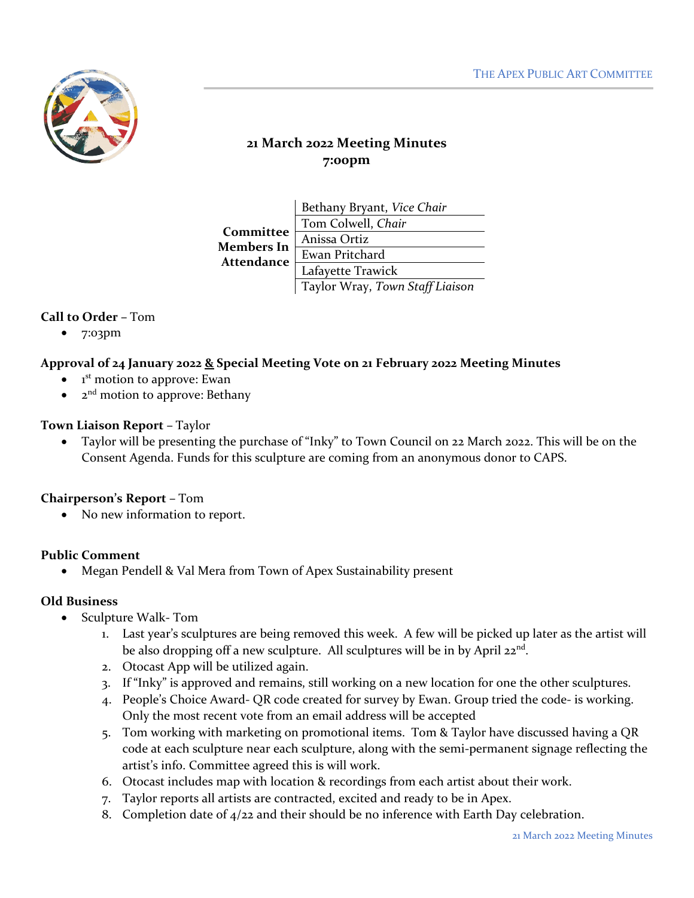THE APEX PUBLIC ART COMMITTEE

# 21 March 2022 Meeting Minutes
## 7:00pm

| Committee Members In Attendance | |
|---|---|
| | Bethany Bryant, *Vice Chair* |
| | Tom Colwell, *Chair* |
| | Anissa Ortiz |
| | Ewan Pritchard |
| | Lafayette Trawick |
| | Taylor Wray, *Town Staff Liaison* |

**Call to Order** – Tom

- 7:03pm

**Approval of 24 January 2022 & Special Meeting Vote on 21 February 2022 Meeting Minutes**

- 1st motion to approve: Ewan
- 2nd motion to approve: Bethany

**Town Liaison Report** – Taylor

- Taylor will be presenting the purchase of "Inky" to Town Council on 22 March 2022. This will be on the Consent Agenda. Funds for this sculpture are coming from an anonymous donor to CAPS.

**Chairperson's Report** – Tom

- No new information to report.

**Public Comment**

- Megan Pendell & Val Mera from Town of Apex Sustainability present

**Old Business**

- Sculpture Walk- Tom
  1. Last year's sculptures are being removed this week. A few will be picked up later as the artist will be also dropping off a new sculpture. All sculptures will be in by April 22nd.
  2. Otocast App will be utilized again.
  3. If "Inky" is approved and remains, still working on a new location for one the other sculptures.
  4. People's Choice Award- QR code created for survey by Ewan. Group tried the code- is working. Only the most recent vote from an email address will be accepted
  5. Tom working with marketing on promotional items. Tom & Taylor have discussed having a QR code at each sculpture near each sculpture, along with the semi-permanent signage reflecting the artist's info. Committee agreed this is will work.
  6. Otocast includes map with location & recordings from each artist about their work.
  7. Taylor reports all artists are contracted, excited and ready to be in Apex.
  8. Completion date of 4/22 and their should be no inference with Earth Day celebration.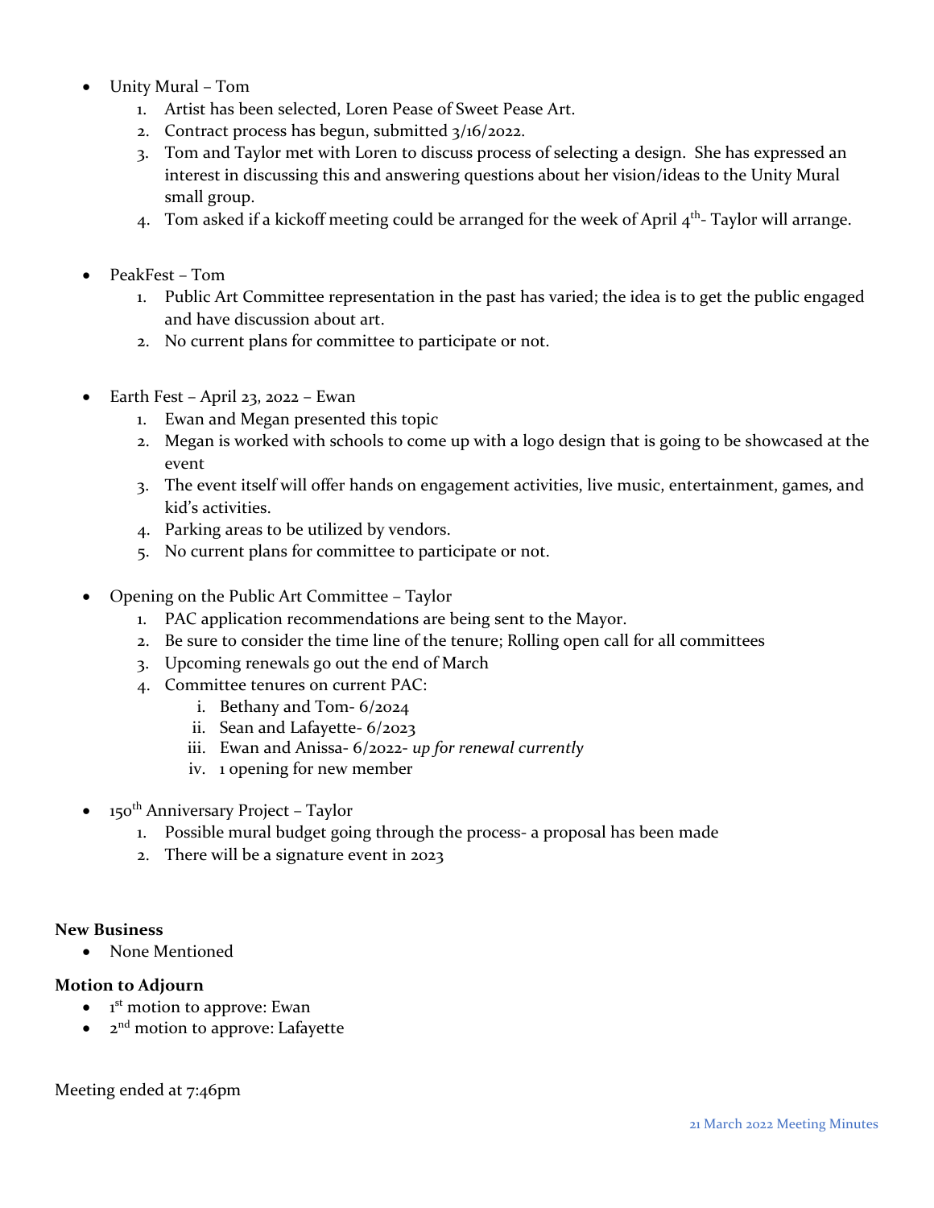- Unity Mural – Tom
  1. Artist has been selected, Loren Pease of Sweet Pease Art.
  2. Contract process has begun, submitted 3/16/2022.
  3. Tom and Taylor met with Loren to discuss process of selecting a design. She has expressed an interest in discussing this and answering questions about her vision/ideas to the Unity Mural small group.
  4. Tom asked if a kickoff meeting could be arranged for the week of April 4th- Taylor will arrange.

- PeakFest – Tom
  1. Public Art Committee representation in the past has varied; the idea is to get the public engaged and have discussion about art.
  2. No current plans for committee to participate or not.

- Earth Fest – April 23, 2022 – Ewan
  1. Ewan and Megan presented this topic
  2. Megan is worked with schools to come up with a logo design that is going to be showcased at the event
  3. The event itself will offer hands on engagement activities, live music, entertainment, games, and kid's activities.
  4. Parking areas to be utilized by vendors.
  5. No current plans for committee to participate or not.

- Opening on the Public Art Committee – Taylor
  1. PAC application recommendations are being sent to the Mayor.
  2. Be sure to consider the time line of the tenure; Rolling open call for all committees
  3. Upcoming renewals go out the end of March
  4. Committee tenures on current PAC:
     i. Bethany and Tom- 6/2024
     ii. Sean and Lafayette- 6/2023
     iii. Ewan and Anissa- 6/2022- *up for renewal currently*
     iv. 1 opening for new member

- 150th Anniversary Project – Taylor
  1. Possible mural budget going through the process- a proposal has been made
  2. There will be a signature event in 2023

**New Business**

- None Mentioned

**Motion to Adjourn**

- 1st motion to approve: Ewan
- 2nd motion to approve: Lafayette

Meeting ended at 7:46pm